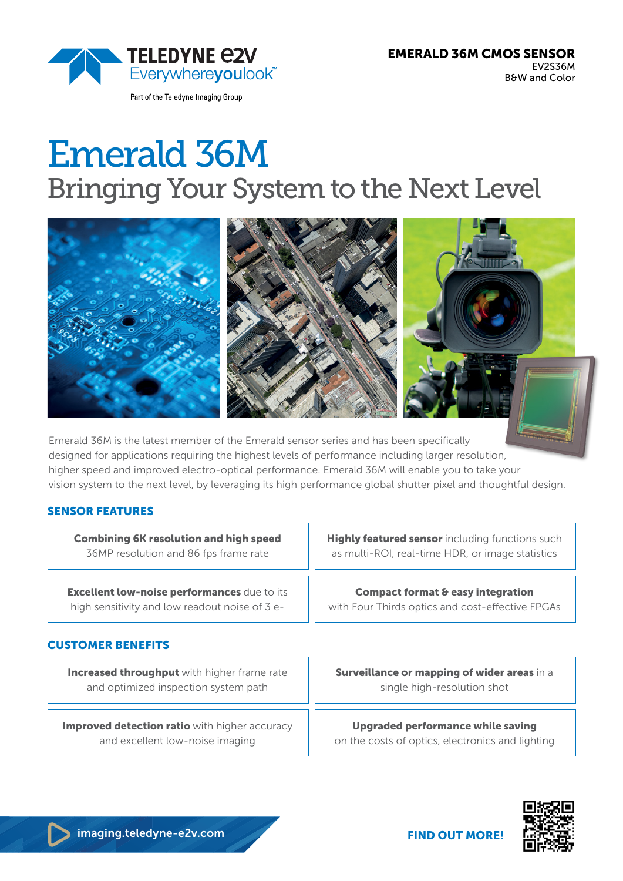TELEDYNE e2V
Everywhereyoulook™

Part of the Teledyne Imaging Group

**EMERALD 36M CMOS SENSOR**
EV2S36M
B&W and Color

# Emerald 36M

## Bringing Your System to the Next Level

Emerald 36M is the latest member of the Emerald sensor series and has been specifically designed for applications requiring the highest levels of performance including larger resolution, higher speed and improved electro-optical performance. Emerald 36M will enable you to take your vision system to the next level, by leveraging its high performance global shutter pixel and thoughtful design.

### SENSOR FEATURES

| | |
|---|---|
| **Combining 6K resolution and high speed** 36MP resolution and 86 fps frame rate | **Highly featured sensor** including functions such as multi-ROI, real-time HDR, or image statistics |
| **Excellent low-noise performances** due to its high sensitivity and low readout noise of 3 e- | **Compact format & easy integration** with Four Thirds optics and cost-effective FPGAs |

### CUSTOMER BENEFITS

| | |
|---|---|
| **Increased throughput** with higher frame rate and optimized inspection system path | **Surveillance or mapping of wider areas** in a single high-resolution shot |
| **Improved detection ratio** with higher accuracy and excellent low-noise imaging | **Upgraded performance while saving** on the costs of optics, electronics and lighting |

imaging.teledyne-e2v.com

**FIND OUT MORE!**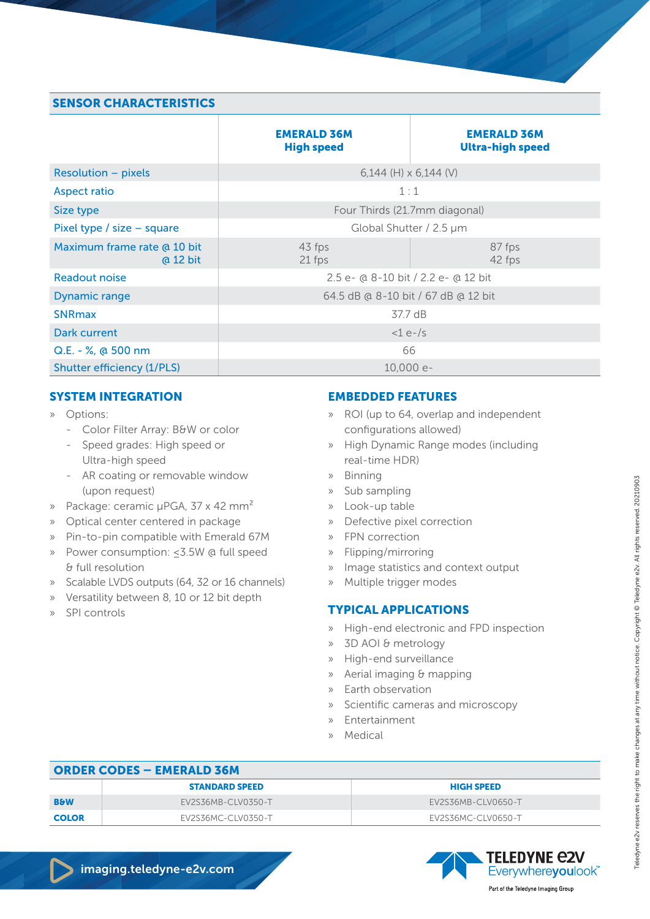## SENSOR CHARACTERISTICS

| | EMERALD 36M High speed | EMERALD 36M Ultra-high speed |
|---|---|---|
| Resolution – pixels | 6,144 (H) x 6,144 (V) | |
| Aspect ratio | 1 : 1 | |
| Size type | Four Thirds (21.7mm diagonal) | |
| Pixel type / size – square | Global Shutter / 2.5 µm | |
| Maximum frame rate @ 10 bit<br>@ 12 bit | 43 fps<br>21 fps | 87 fps<br>42 fps |
| Readout noise | 2.5 e- @ 8-10 bit / 2.2 e- @ 12 bit | |
| Dynamic range | 64.5 dB @ 8-10 bit / 67 dB @ 12 bit | |
| SNRmax | 37.7 dB | |
| Dark current | <1 e-/s | |
| Q.E. - %, @ 500 nm | 66 | |
| Shutter efficiency (1/PLS) | 10,000 e- | |

## SYSTEM INTEGRATION

- Options:
  - Color Filter Array: B&W or color
  - Speed grades: High speed or Ultra-high speed
  - AR coating or removable window (upon request)
- Package: ceramic µPGA, 37 x 42 $mm^2$
- Optical center centered in package
- Pin-to-pin compatible with Emerald 67M
- Power consumption: ≤3.5W @ full speed & full resolution
- Scalable LVDS outputs (64, 32 or 16 channels)
- Versatility between 8, 10 or 12 bit depth
- SPI controls

## EMBEDDED FEATURES

- ROI (up to 64, overlap and independent configurations allowed)
- High Dynamic Range modes (including real-time HDR)
- Binning
- Sub sampling
- Look-up table
- Defective pixel correction
- FPN correction
- Flipping/mirroring
- Image statistics and context output
- Multiple trigger modes

## TYPICAL APPLICATIONS

- High-end electronic and FPD inspection
- 3D AOI & metrology
- High-end surveillance
- Aerial imaging & mapping
- Earth observation
- Scientific cameras and microscopy
- Entertainment
- Medical

## ORDER CODES – EMERALD 36M

| | STANDARD SPEED | HIGH SPEED |
|---|---|---|
| B&W | EV2S36MB-CLV0350-T | EV2S36MB-CLV0650-T |
| COLOR | EV2S36MC-CLV0350-T | EV2S36MC-CLV0650-T |

imaging.teledyne-e2v.com

TELEDYNE e2v
Everywhereyoulook™
Part of the Teledyne Imaging Group

Teledyne e2v reserves the right to make changes at any time without notice. Copyright © Teledyne e2v. All rights reserved. 20210903